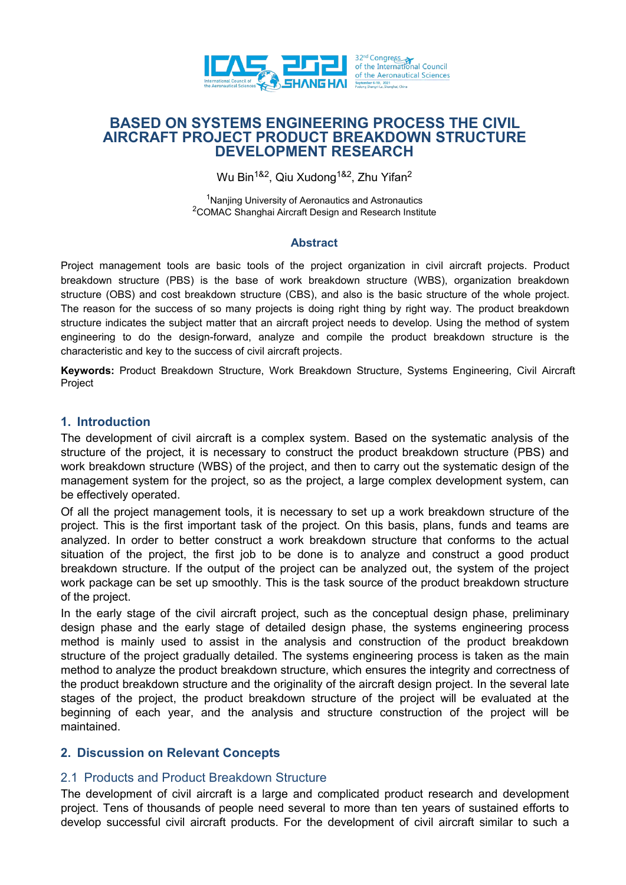# BASED ON SYSTEMS ENGINEERING PROCESS THE CIVIL AIRCRAFT PROJECT PRODUCT BREAKDOWN STRUCTURE DEVELOPMENT RESEARCH

Wu Bin[1&2], Qiu Xudong[1&2], Zhu Yifan[2]

[1]Nanjing University of Aeronautics and Astronautics
[2]COMAC Shanghai Aircraft Design and Research Institute

## Abstract

Project management tools are basic tools of the project organization in civil aircraft projects. Product breakdown structure (PBS) is the base of work breakdown structure (WBS), organization breakdown structure (OBS) and cost breakdown structure (CBS), and also is the basic structure of the whole project. The reason for the success of so many projects is doing right thing by right way. The product breakdown structure indicates the subject matter that an aircraft project needs to develop. Using the method of system engineering to do the design-forward, analyze and compile the product breakdown structure is the characteristic and key to the success of civil aircraft projects.

**Keywords:** Product Breakdown Structure, Work Breakdown Structure, Systems Engineering, Civil Aircraft Project

## 1. Introduction

The development of civil aircraft is a complex system. Based on the systematic analysis of the structure of the project, it is necessary to construct the product breakdown structure (PBS) and work breakdown structure (WBS) of the project, and then to carry out the systematic design of the management system for the project, so as the project, a large complex development system, can be effectively operated.

Of all the project management tools, it is necessary to set up a work breakdown structure of the project. This is the first important task of the project. On this basis, plans, funds and teams are analyzed. In order to better construct a work breakdown structure that conforms to the actual situation of the project, the first job to be done is to analyze and construct a good product breakdown structure. If the output of the project can be analyzed out, the system of the project work package can be set up smoothly. This is the task source of the product breakdown structure of the project.

In the early stage of the civil aircraft project, such as the conceptual design phase, preliminary design phase and the early stage of detailed design phase, the systems engineering process method is mainly used to assist in the analysis and construction of the product breakdown structure of the project gradually detailed. The systems engineering process is taken as the main method to analyze the product breakdown structure, which ensures the integrity and correctness of the product breakdown structure and the originality of the aircraft design project. In the several late stages of the project, the product breakdown structure of the project will be evaluated at the beginning of each year, and the analysis and structure construction of the project will be maintained.

## 2. Discussion on Relevant Concepts

### 2.1 Products and Product Breakdown Structure

The development of civil aircraft is a large and complicated product research and development project. Tens of thousands of people need several to more than ten years of sustained efforts to develop successful civil aircraft products. For the development of civil aircraft similar to such a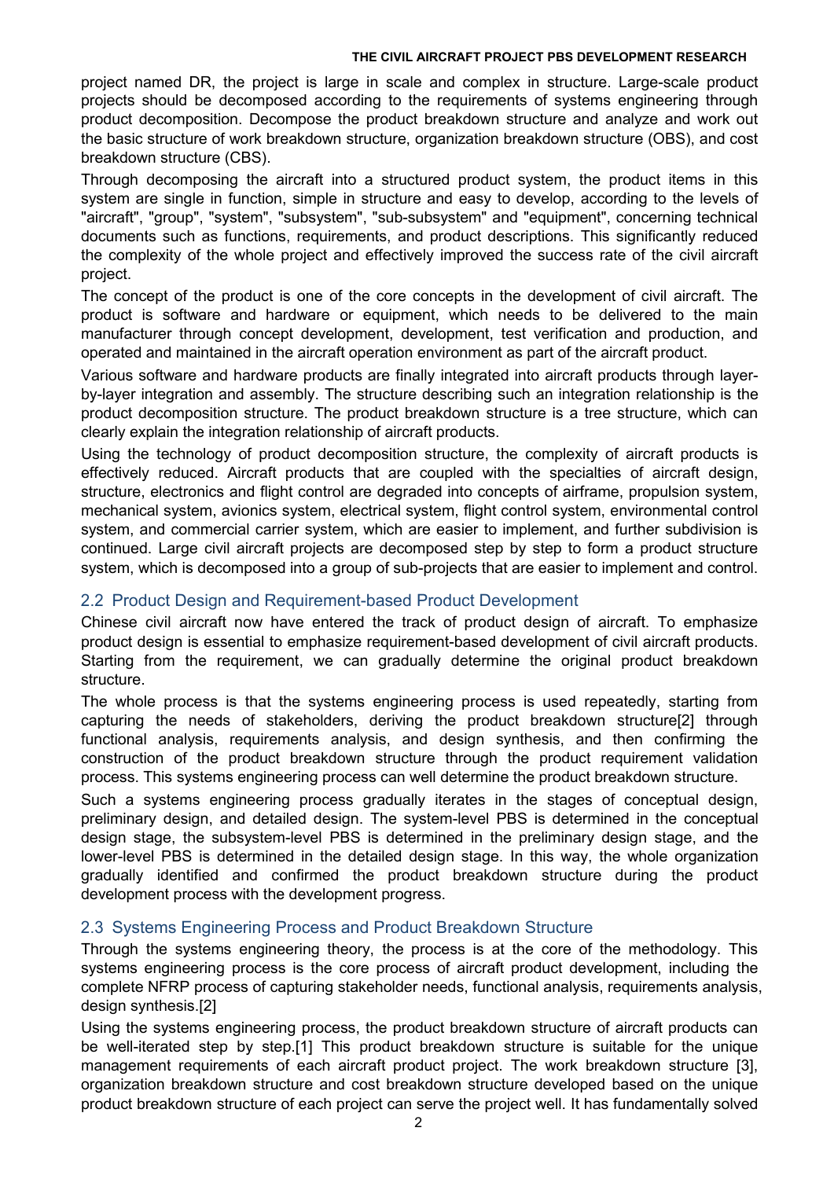project named DR, the project is large in scale and complex in structure. Large-scale product projects should be decomposed according to the requirements of systems engineering through product decomposition. Decompose the product breakdown structure and analyze and work out the basic structure of work breakdown structure, organization breakdown structure (OBS), and cost breakdown structure (CBS).

Through decomposing the aircraft into a structured product system, the product items in this system are single in function, simple in structure and easy to develop, according to the levels of "aircraft", "group", "system", "subsystem", "sub-subsystem" and "equipment", concerning technical documents such as functions, requirements, and product descriptions. This significantly reduced the complexity of the whole project and effectively improved the success rate of the civil aircraft project.

The concept of the product is one of the core concepts in the development of civil aircraft. The product is software and hardware or equipment, which needs to be delivered to the main manufacturer through concept development, development, test verification and production, and operated and maintained in the aircraft operation environment as part of the aircraft product.

Various software and hardware products are finally integrated into aircraft products through layer-by-layer integration and assembly. The structure describing such an integration relationship is the product decomposition structure. The product breakdown structure is a tree structure, which can clearly explain the integration relationship of aircraft products.

Using the technology of product decomposition structure, the complexity of aircraft products is effectively reduced. Aircraft products that are coupled with the specialties of aircraft design, structure, electronics and flight control are degraded into concepts of airframe, propulsion system, mechanical system, avionics system, electrical system, flight control system, environmental control system, and commercial carrier system, which are easier to implement, and further subdivision is continued. Large civil aircraft projects are decomposed step by step to form a product structure system, which is decomposed into a group of sub-projects that are easier to implement and control.

## 2.2 Product Design and Requirement-based Product Development

Chinese civil aircraft now have entered the track of product design of aircraft. To emphasize product design is essential to emphasize requirement-based development of civil aircraft products. Starting from the requirement, we can gradually determine the original product breakdown structure.

The whole process is that the systems engineering process is used repeatedly, starting from capturing the needs of stakeholders, deriving the product breakdown structure[2] through functional analysis, requirements analysis, and design synthesis, and then confirming the construction of the product breakdown structure through the product requirement validation process. This systems engineering process can well determine the product breakdown structure.

Such a systems engineering process gradually iterates in the stages of conceptual design, preliminary design, and detailed design. The system-level PBS is determined in the conceptual design stage, the subsystem-level PBS is determined in the preliminary design stage, and the lower-level PBS is determined in the detailed design stage. In this way, the whole organization gradually identified and confirmed the product breakdown structure during the product development process with the development progress.

## 2.3 Systems Engineering Process and Product Breakdown Structure

Through the systems engineering theory, the process is at the core of the methodology. This systems engineering process is the core process of aircraft product development, including the complete NFRP process of capturing stakeholder needs, functional analysis, requirements analysis, design synthesis.[2]

Using the systems engineering process, the product breakdown structure of aircraft products can be well-iterated step by step.[1] This product breakdown structure is suitable for the unique management requirements of each aircraft product project. The work breakdown structure [3], organization breakdown structure and cost breakdown structure developed based on the unique product breakdown structure of each project can serve the project well. It has fundamentally solved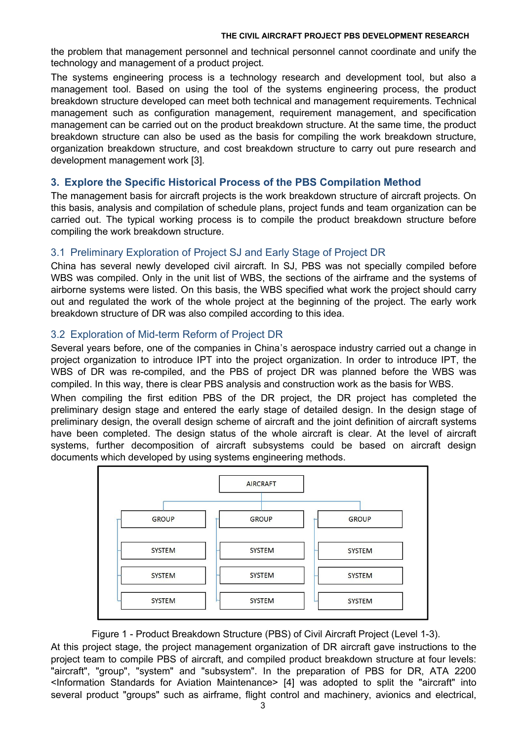the problem that management personnel and technical personnel cannot coordinate and unify the technology and management of a product project.

The systems engineering process is a technology research and development tool, but also a management tool. Based on using the tool of the systems engineering process, the product breakdown structure developed can meet both technical and management requirements. Technical management such as configuration management, requirement management, and specification management can be carried out on the product breakdown structure. At the same time, the product breakdown structure can also be used as the basis for compiling the work breakdown structure, organization breakdown structure, and cost breakdown structure to carry out pure research and development management work [3].

## 3. Explore the Specific Historical Process of the PBS Compilation Method

The management basis for aircraft projects is the work breakdown structure of aircraft projects. On this basis, analysis and compilation of schedule plans, project funds and team organization can be carried out. The typical working process is to compile the product breakdown structure before compiling the work breakdown structure.

### 3.1 Preliminary Exploration of Project SJ and Early Stage of Project DR

China has several newly developed civil aircraft. In SJ, PBS was not specially compiled before WBS was compiled. Only in the unit list of WBS, the sections of the airframe and the systems of airborne systems were listed. On this basis, the WBS specified what work the project should carry out and regulated the work of the whole project at the beginning of the project. The early work breakdown structure of DR was also compiled according to this idea.

### 3.2 Exploration of Mid-term Reform of Project DR

Several years before, one of the companies in China's aerospace industry carried out a change in project organization to introduce IPT into the project organization. In order to introduce IPT, the WBS of DR was re-compiled, and the PBS of project DR was planned before the WBS was compiled. In this way, there is clear PBS analysis and construction work as the basis for WBS.

When compiling the first edition PBS of the DR project, the DR project has completed the preliminary design stage and entered the early stage of detailed design. In the design stage of preliminary design, the overall design scheme of aircraft and the joint definition of aircraft systems have been completed. The design status of the whole aircraft is clear. At the level of aircraft systems, further decomposition of aircraft subsystems could be based on aircraft design documents which developed by using systems engineering methods.

AIRCRAFT

| GROUP | GROUP | GROUP |
|---|---|---|
| SYSTEM | SYSTEM | SYSTEM |
| SYSTEM | SYSTEM | SYSTEM |
| SYSTEM | SYSTEM | SYSTEM |

Figure 1 - Product Breakdown Structure (PBS) of Civil Aircraft Project (Level 1-3).

At this project stage, the project management organization of DR aircraft gave instructions to the project team to compile PBS of aircraft, and compiled product breakdown structure at four levels: "aircraft", "group", "system" and "subsystem". In the preparation of PBS for DR, ATA 2200 <Information Standards for Aviation Maintenance> [4] was adopted to split the "aircraft" into several product "groups" such as airframe, flight control and machinery, avionics and electrical,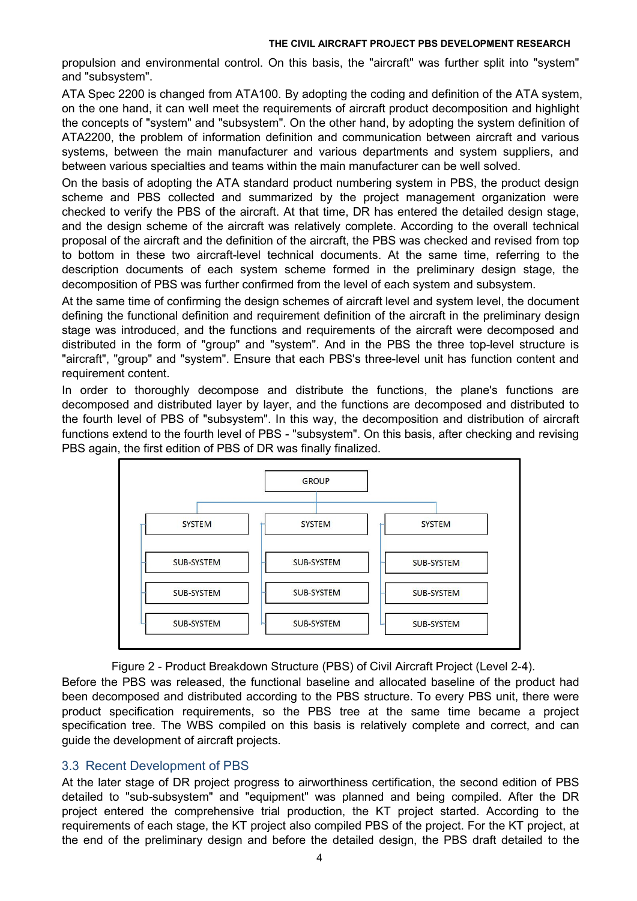propulsion and environmental control. On this basis, the "aircraft" was further split into "system" and "subsystem".

ATA Spec 2200 is changed from ATA100. By adopting the coding and definition of the ATA system, on the one hand, it can well meet the requirements of aircraft product decomposition and highlight the concepts of "system" and "subsystem". On the other hand, by adopting the system definition of ATA2200, the problem of information definition and communication between aircraft and various systems, between the main manufacturer and various departments and system suppliers, and between various specialties and teams within the main manufacturer can be well solved.

On the basis of adopting the ATA standard product numbering system in PBS, the product design scheme and PBS collected and summarized by the project management organization were checked to verify the PBS of the aircraft. At that time, DR has entered the detailed design stage, and the design scheme of the aircraft was relatively complete. According to the overall technical proposal of the aircraft and the definition of the aircraft, the PBS was checked and revised from top to bottom in these two aircraft-level technical documents. At the same time, referring to the description documents of each system scheme formed in the preliminary design stage, the decomposition of PBS was further confirmed from the level of each system and subsystem.

At the same time of confirming the design schemes of aircraft level and system level, the document defining the functional definition and requirement definition of the aircraft in the preliminary design stage was introduced, and the functions and requirements of the aircraft were decomposed and distributed in the form of "group" and "system". And in the PBS the three top-level structure is "aircraft", "group" and "system". Ensure that each PBS's three-level unit has function content and requirement content.

In order to thoroughly decompose and distribute the functions, the plane's functions are decomposed and distributed layer by layer, and the functions are decomposed and distributed to the fourth level of PBS of "subsystem". In this way, the decomposition and distribution of aircraft functions extend to the fourth level of PBS - "subsystem". On this basis, after checking and revising PBS again, the first edition of PBS of DR was finally finalized.

```
                    GROUP
        ┌─────────────┼─────────────┐
      SYSTEM        SYSTEM        SYSTEM
      ├ SUB-SYSTEM  ├ SUB-SYSTEM  ├ SUB-SYSTEM
      ├ SUB-SYSTEM  ├ SUB-SYSTEM  ├ SUB-SYSTEM
      └ SUB-SYSTEM  └ SUB-SYSTEM  └ SUB-SYSTEM
```

Figure 2 - Product Breakdown Structure (PBS) of Civil Aircraft Project (Level 2-4).

Before the PBS was released, the functional baseline and allocated baseline of the product had been decomposed and distributed according to the PBS structure. To every PBS unit, there were product specification requirements, so the PBS tree at the same time became a project specification tree. The WBS compiled on this basis is relatively complete and correct, and can guide the development of aircraft projects.

## 3.3 Recent Development of PBS

At the later stage of DR project progress to airworthiness certification, the second edition of PBS detailed to "sub-subsystem" and "equipment" was planned and being compiled. After the DR project entered the comprehensive trial production, the KT project started. According to the requirements of each stage, the KT project also compiled PBS of the project. For the KT project, at the end of the preliminary design and before the detailed design, the PBS draft detailed to the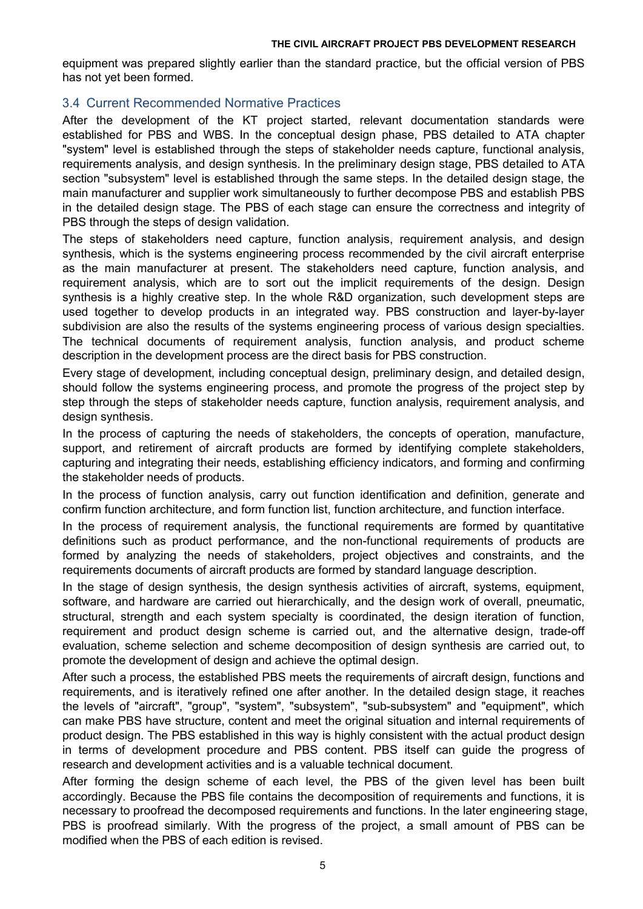equipment was prepared slightly earlier than the standard practice, but the official version of PBS has not yet been formed.

## 3.4 Current Recommended Normative Practices

After the development of the KT project started, relevant documentation standards were established for PBS and WBS. In the conceptual design phase, PBS detailed to ATA chapter "system" level is established through the steps of stakeholder needs capture, functional analysis, requirements analysis, and design synthesis. In the preliminary design stage, PBS detailed to ATA section "subsystem" level is established through the same steps. In the detailed design stage, the main manufacturer and supplier work simultaneously to further decompose PBS and establish PBS in the detailed design stage. The PBS of each stage can ensure the correctness and integrity of PBS through the steps of design validation.

The steps of stakeholders need capture, function analysis, requirement analysis, and design synthesis, which is the systems engineering process recommended by the civil aircraft enterprise as the main manufacturer at present. The stakeholders need capture, function analysis, and requirement analysis, which are to sort out the implicit requirements of the design. Design synthesis is a highly creative step. In the whole R&D organization, such development steps are used together to develop products in an integrated way. PBS construction and layer-by-layer subdivision are also the results of the systems engineering process of various design specialties. The technical documents of requirement analysis, function analysis, and product scheme description in the development process are the direct basis for PBS construction.

Every stage of development, including conceptual design, preliminary design, and detailed design, should follow the systems engineering process, and promote the progress of the project step by step through the steps of stakeholder needs capture, function analysis, requirement analysis, and design synthesis.

In the process of capturing the needs of stakeholders, the concepts of operation, manufacture, support, and retirement of aircraft products are formed by identifying complete stakeholders, capturing and integrating their needs, establishing efficiency indicators, and forming and confirming the stakeholder needs of products.

In the process of function analysis, carry out function identification and definition, generate and confirm function architecture, and form function list, function architecture, and function interface.

In the process of requirement analysis, the functional requirements are formed by quantitative definitions such as product performance, and the non-functional requirements of products are formed by analyzing the needs of stakeholders, project objectives and constraints, and the requirements documents of aircraft products are formed by standard language description.

In the stage of design synthesis, the design synthesis activities of aircraft, systems, equipment, software, and hardware are carried out hierarchically, and the design work of overall, pneumatic, structural, strength and each system specialty is coordinated, the design iteration of function, requirement and product design scheme is carried out, and the alternative design, trade-off evaluation, scheme selection and scheme decomposition of design synthesis are carried out, to promote the development of design and achieve the optimal design.

After such a process, the established PBS meets the requirements of aircraft design, functions and requirements, and is iteratively refined one after another. In the detailed design stage, it reaches the levels of "aircraft", "group", "system", "subsystem", "sub-subsystem" and "equipment", which can make PBS have structure, content and meet the original situation and internal requirements of product design. The PBS established in this way is highly consistent with the actual product design in terms of development procedure and PBS content. PBS itself can guide the progress of research and development activities and is a valuable technical document.

After forming the design scheme of each level, the PBS of the given level has been built accordingly. Because the PBS file contains the decomposition of requirements and functions, it is necessary to proofread the decomposed requirements and functions. In the later engineering stage, PBS is proofread similarly. With the progress of the project, a small amount of PBS can be modified when the PBS of each edition is revised.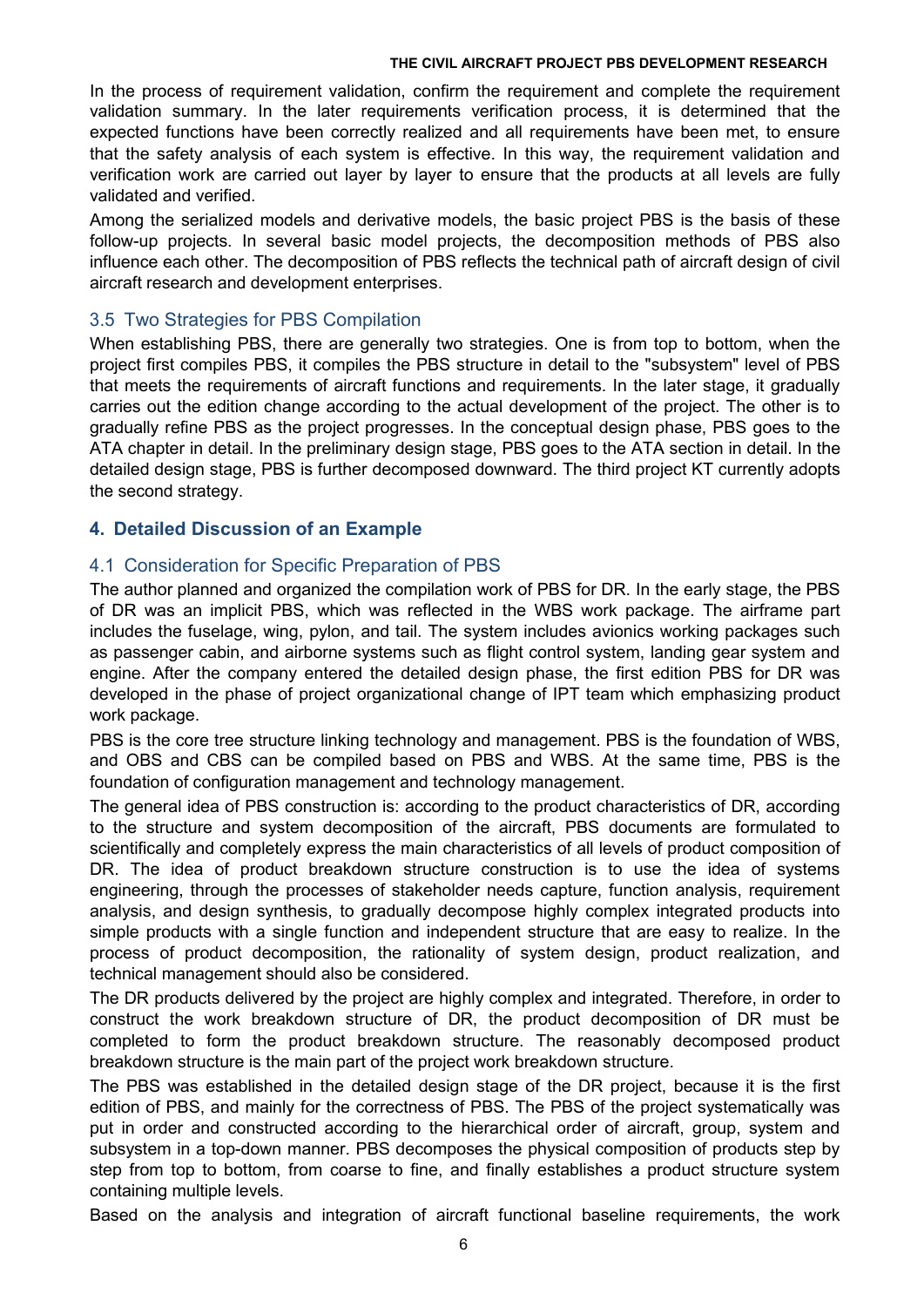In the process of requirement validation, confirm the requirement and complete the requirement validation summary. In the later requirements verification process, it is determined that the expected functions have been correctly realized and all requirements have been met, to ensure that the safety analysis of each system is effective. In this way, the requirement validation and verification work are carried out layer by layer to ensure that the products at all levels are fully validated and verified.

Among the serialized models and derivative models, the basic project PBS is the basis of these follow-up projects. In several basic model projects, the decomposition methods of PBS also influence each other. The decomposition of PBS reflects the technical path of aircraft design of civil aircraft research and development enterprises.

### 3.5 Two Strategies for PBS Compilation

When establishing PBS, there are generally two strategies. One is from top to bottom, when the project first compiles PBS, it compiles the PBS structure in detail to the "subsystem" level of PBS that meets the requirements of aircraft functions and requirements. In the later stage, it gradually carries out the edition change according to the actual development of the project. The other is to gradually refine PBS as the project progresses. In the conceptual design phase, PBS goes to the ATA chapter in detail. In the preliminary design stage, PBS goes to the ATA section in detail. In the detailed design stage, PBS is further decomposed downward. The third project KT currently adopts the second strategy.

## 4. Detailed Discussion of an Example

### 4.1 Consideration for Specific Preparation of PBS

The author planned and organized the compilation work of PBS for DR. In the early stage, the PBS of DR was an implicit PBS, which was reflected in the WBS work package. The airframe part includes the fuselage, wing, pylon, and tail. The system includes avionics working packages such as passenger cabin, and airborne systems such as flight control system, landing gear system and engine. After the company entered the detailed design phase, the first edition PBS for DR was developed in the phase of project organizational change of IPT team which emphasizing product work package.

PBS is the core tree structure linking technology and management. PBS is the foundation of WBS, and OBS and CBS can be compiled based on PBS and WBS. At the same time, PBS is the foundation of configuration management and technology management.

The general idea of PBS construction is: according to the product characteristics of DR, according to the structure and system decomposition of the aircraft, PBS documents are formulated to scientifically and completely express the main characteristics of all levels of product composition of DR. The idea of product breakdown structure construction is to use the idea of systems engineering, through the processes of stakeholder needs capture, function analysis, requirement analysis, and design synthesis, to gradually decompose highly complex integrated products into simple products with a single function and independent structure that are easy to realize. In the process of product decomposition, the rationality of system design, product realization, and technical management should also be considered.

The DR products delivered by the project are highly complex and integrated. Therefore, in order to construct the work breakdown structure of DR, the product decomposition of DR must be completed to form the product breakdown structure. The reasonably decomposed product breakdown structure is the main part of the project work breakdown structure.

The PBS was established in the detailed design stage of the DR project, because it is the first edition of PBS, and mainly for the correctness of PBS. The PBS of the project systematically was put in order and constructed according to the hierarchical order of aircraft, group, system and subsystem in a top-down manner. PBS decomposes the physical composition of products step by step from top to bottom, from coarse to fine, and finally establishes a product structure system containing multiple levels.

Based on the analysis and integration of aircraft functional baseline requirements, the work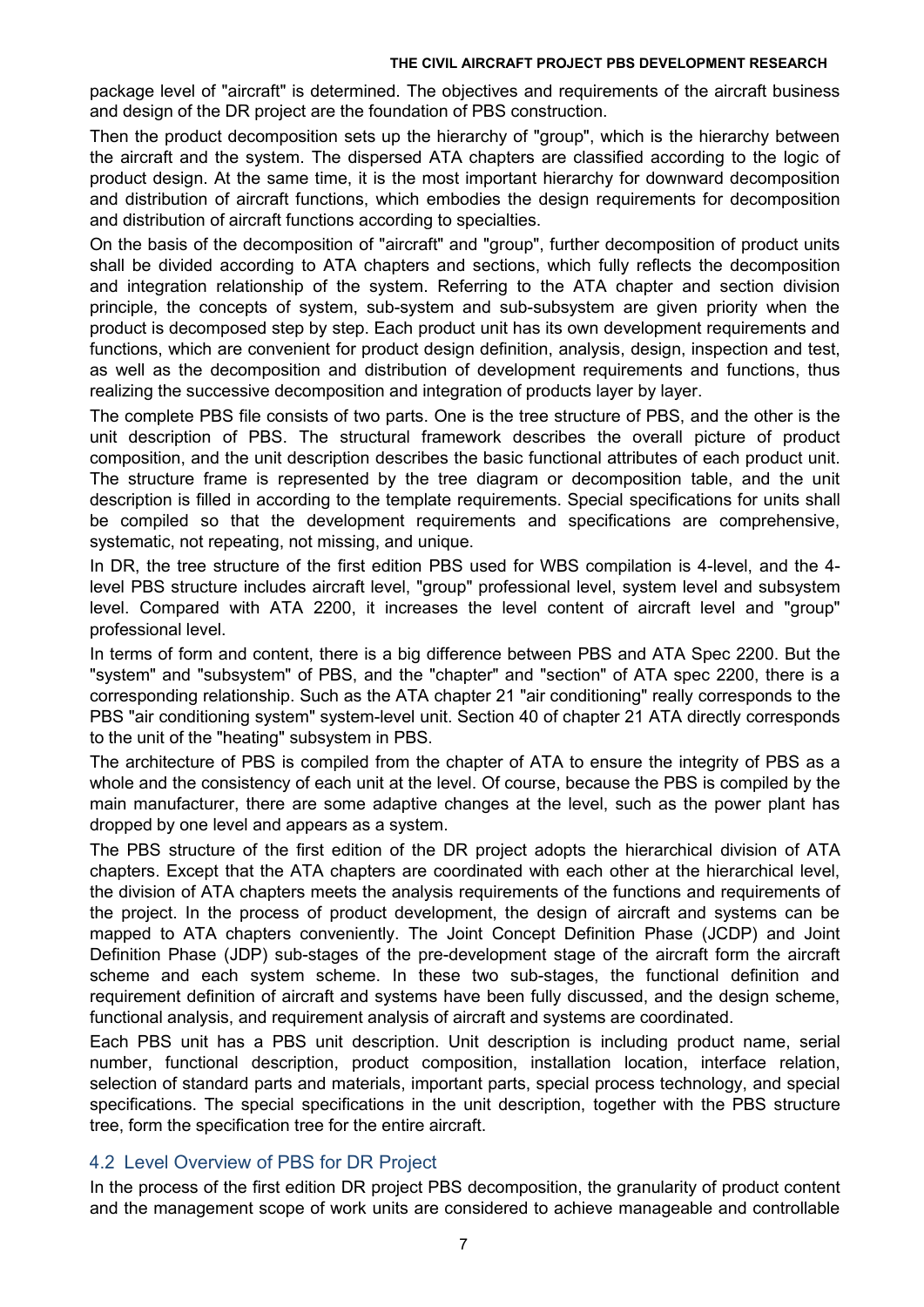package level of "aircraft" is determined. The objectives and requirements of the aircraft business and design of the DR project are the foundation of PBS construction.

Then the product decomposition sets up the hierarchy of "group", which is the hierarchy between the aircraft and the system. The dispersed ATA chapters are classified according to the logic of product design. At the same time, it is the most important hierarchy for downward decomposition and distribution of aircraft functions, which embodies the design requirements for decomposition and distribution of aircraft functions according to specialties.

On the basis of the decomposition of "aircraft" and "group", further decomposition of product units shall be divided according to ATA chapters and sections, which fully reflects the decomposition and integration relationship of the system. Referring to the ATA chapter and section division principle, the concepts of system, sub-system and sub-subsystem are given priority when the product is decomposed step by step. Each product unit has its own development requirements and functions, which are convenient for product design definition, analysis, design, inspection and test, as well as the decomposition and distribution of development requirements and functions, thus realizing the successive decomposition and integration of products layer by layer.

The complete PBS file consists of two parts. One is the tree structure of PBS, and the other is the unit description of PBS. The structural framework describes the overall picture of product composition, and the unit description describes the basic functional attributes of each product unit. The structure frame is represented by the tree diagram or decomposition table, and the unit description is filled in according to the template requirements. Special specifications for units shall be compiled so that the development requirements and specifications are comprehensive, systematic, not repeating, not missing, and unique.

In DR, the tree structure of the first edition PBS used for WBS compilation is 4-level, and the 4-level PBS structure includes aircraft level, "group" professional level, system level and subsystem level. Compared with ATA 2200, it increases the level content of aircraft level and "group" professional level.

In terms of form and content, there is a big difference between PBS and ATA Spec 2200. But the "system" and "subsystem" of PBS, and the "chapter" and "section" of ATA spec 2200, there is a corresponding relationship. Such as the ATA chapter 21 "air conditioning" really corresponds to the PBS "air conditioning system" system-level unit. Section 40 of chapter 21 ATA directly corresponds to the unit of the "heating" subsystem in PBS.

The architecture of PBS is compiled from the chapter of ATA to ensure the integrity of PBS as a whole and the consistency of each unit at the level. Of course, because the PBS is compiled by the main manufacturer, there are some adaptive changes at the level, such as the power plant has dropped by one level and appears as a system.

The PBS structure of the first edition of the DR project adopts the hierarchical division of ATA chapters. Except that the ATA chapters are coordinated with each other at the hierarchical level, the division of ATA chapters meets the analysis requirements of the functions and requirements of the project. In the process of product development, the design of aircraft and systems can be mapped to ATA chapters conveniently. The Joint Concept Definition Phase (JCDP) and Joint Definition Phase (JDP) sub-stages of the pre-development stage of the aircraft form the aircraft scheme and each system scheme. In these two sub-stages, the functional definition and requirement definition of aircraft and systems have been fully discussed, and the design scheme, functional analysis, and requirement analysis of aircraft and systems are coordinated.

Each PBS unit has a PBS unit description. Unit description is including product name, serial number, functional description, product composition, installation location, interface relation, selection of standard parts and materials, important parts, special process technology, and special specifications. The special specifications in the unit description, together with the PBS structure tree, form the specification tree for the entire aircraft.

## 4.2 Level Overview of PBS for DR Project

In the process of the first edition DR project PBS decomposition, the granularity of product content and the management scope of work units are considered to achieve manageable and controllable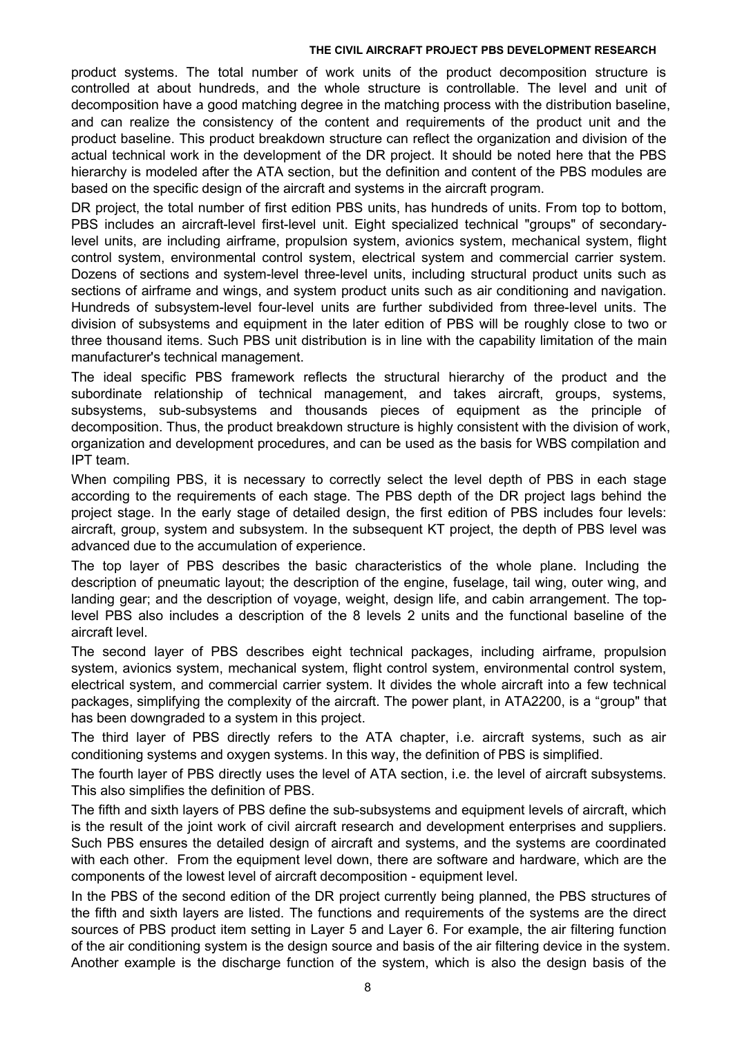product systems. The total number of work units of the product decomposition structure is controlled at about hundreds, and the whole structure is controllable. The level and unit of decomposition have a good matching degree in the matching process with the distribution baseline, and can realize the consistency of the content and requirements of the product unit and the product baseline. This product breakdown structure can reflect the organization and division of the actual technical work in the development of the DR project. It should be noted here that the PBS hierarchy is modeled after the ATA section, but the definition and content of the PBS modules are based on the specific design of the aircraft and systems in the aircraft program.

DR project, the total number of first edition PBS units, has hundreds of units. From top to bottom, PBS includes an aircraft-level first-level unit. Eight specialized technical "groups" of secondary-level units, are including airframe, propulsion system, avionics system, mechanical system, flight control system, environmental control system, electrical system and commercial carrier system. Dozens of sections and system-level three-level units, including structural product units such as sections of airframe and wings, and system product units such as air conditioning and navigation. Hundreds of subsystem-level four-level units are further subdivided from three-level units. The division of subsystems and equipment in the later edition of PBS will be roughly close to two or three thousand items. Such PBS unit distribution is in line with the capability limitation of the main manufacturer's technical management.

The ideal specific PBS framework reflects the structural hierarchy of the product and the subordinate relationship of technical management, and takes aircraft, groups, systems, subsystems, sub-subsystems and thousands pieces of equipment as the principle of decomposition. Thus, the product breakdown structure is highly consistent with the division of work, organization and development procedures, and can be used as the basis for WBS compilation and IPT team.

When compiling PBS, it is necessary to correctly select the level depth of PBS in each stage according to the requirements of each stage. The PBS depth of the DR project lags behind the project stage. In the early stage of detailed design, the first edition of PBS includes four levels: aircraft, group, system and subsystem. In the subsequent KT project, the depth of PBS level was advanced due to the accumulation of experience.

The top layer of PBS describes the basic characteristics of the whole plane. Including the description of pneumatic layout; the description of the engine, fuselage, tail wing, outer wing, and landing gear; and the description of voyage, weight, design life, and cabin arrangement. The top-level PBS also includes a description of the 8 levels 2 units and the functional baseline of the aircraft level.

The second layer of PBS describes eight technical packages, including airframe, propulsion system, avionics system, mechanical system, flight control system, environmental control system, electrical system, and commercial carrier system. It divides the whole aircraft into a few technical packages, simplifying the complexity of the aircraft. The power plant, in ATA2200, is a "group" that has been downgraded to a system in this project.

The third layer of PBS directly refers to the ATA chapter, i.e. aircraft systems, such as air conditioning systems and oxygen systems. In this way, the definition of PBS is simplified.

The fourth layer of PBS directly uses the level of ATA section, i.e. the level of aircraft subsystems. This also simplifies the definition of PBS.

The fifth and sixth layers of PBS define the sub-subsystems and equipment levels of aircraft, which is the result of the joint work of civil aircraft research and development enterprises and suppliers. Such PBS ensures the detailed design of aircraft and systems, and the systems are coordinated with each other. From the equipment level down, there are software and hardware, which are the components of the lowest level of aircraft decomposition - equipment level.

In the PBS of the second edition of the DR project currently being planned, the PBS structures of the fifth and sixth layers are listed. The functions and requirements of the systems are the direct sources of PBS product item setting in Layer 5 and Layer 6. For example, the air filtering function of the air conditioning system is the design source and basis of the air filtering device in the system. Another example is the discharge function of the system, which is also the design basis of the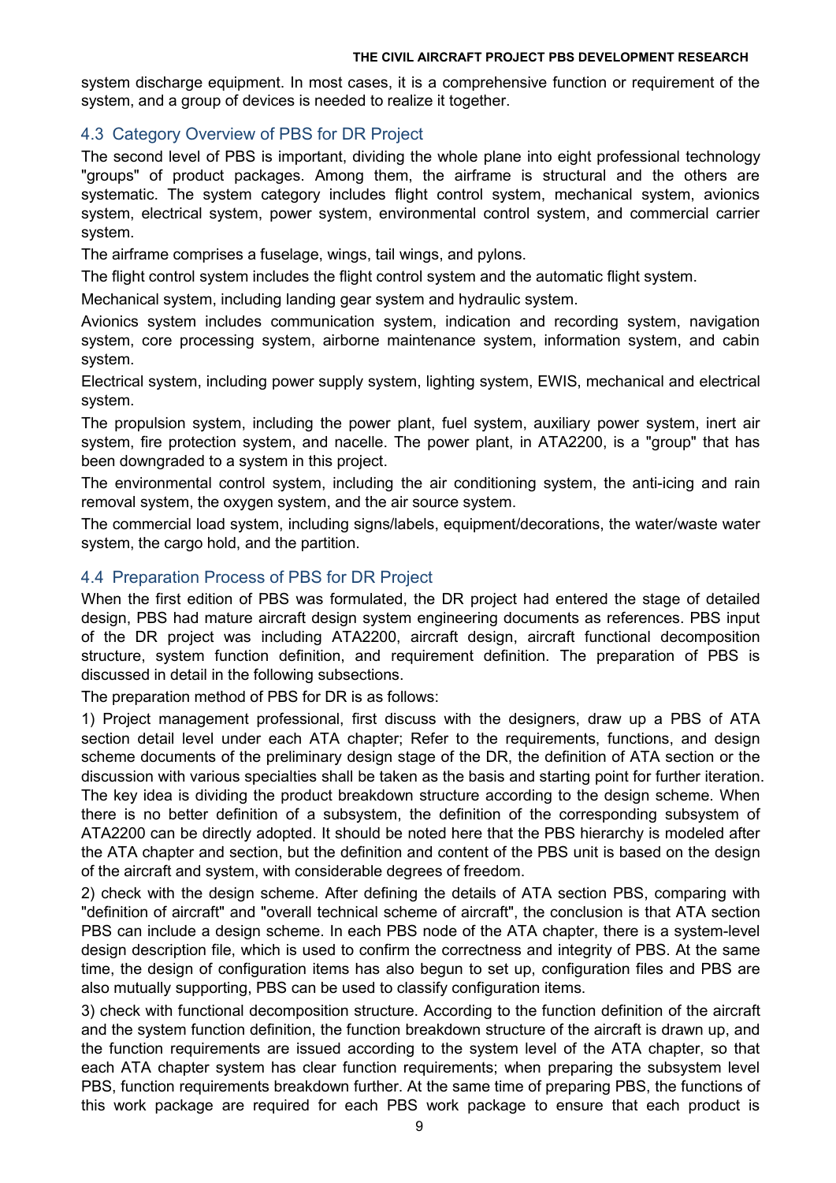system discharge equipment. In most cases, it is a comprehensive function or requirement of the system, and a group of devices is needed to realize it together.

## 4.3 Category Overview of PBS for DR Project

The second level of PBS is important, dividing the whole plane into eight professional technology "groups" of product packages. Among them, the airframe is structural and the others are systematic. The system category includes flight control system, mechanical system, avionics system, electrical system, power system, environmental control system, and commercial carrier system.

The airframe comprises a fuselage, wings, tail wings, and pylons.

The flight control system includes the flight control system and the automatic flight system.

Mechanical system, including landing gear system and hydraulic system.

Avionics system includes communication system, indication and recording system, navigation system, core processing system, airborne maintenance system, information system, and cabin system.

Electrical system, including power supply system, lighting system, EWIS, mechanical and electrical system.

The propulsion system, including the power plant, fuel system, auxiliary power system, inert air system, fire protection system, and nacelle. The power plant, in ATA2200, is a "group" that has been downgraded to a system in this project.

The environmental control system, including the air conditioning system, the anti-icing and rain removal system, the oxygen system, and the air source system.

The commercial load system, including signs/labels, equipment/decorations, the water/waste water system, the cargo hold, and the partition.

## 4.4 Preparation Process of PBS for DR Project

When the first edition of PBS was formulated, the DR project had entered the stage of detailed design, PBS had mature aircraft design system engineering documents as references. PBS input of the DR project was including ATA2200, aircraft design, aircraft functional decomposition structure, system function definition, and requirement definition. The preparation of PBS is discussed in detail in the following subsections.

The preparation method of PBS for DR is as follows:

1) Project management professional, first discuss with the designers, draw up a PBS of ATA section detail level under each ATA chapter; Refer to the requirements, functions, and design scheme documents of the preliminary design stage of the DR, the definition of ATA section or the discussion with various specialties shall be taken as the basis and starting point for further iteration. The key idea is dividing the product breakdown structure according to the design scheme. When there is no better definition of a subsystem, the definition of the corresponding subsystem of ATA2200 can be directly adopted. It should be noted here that the PBS hierarchy is modeled after the ATA chapter and section, but the definition and content of the PBS unit is based on the design of the aircraft and system, with considerable degrees of freedom.

2) check with the design scheme. After defining the details of ATA section PBS, comparing with "definition of aircraft" and "overall technical scheme of aircraft", the conclusion is that ATA section PBS can include a design scheme. In each PBS node of the ATA chapter, there is a system-level design description file, which is used to confirm the correctness and integrity of PBS. At the same time, the design of configuration items has also begun to set up, configuration files and PBS are also mutually supporting, PBS can be used to classify configuration items.

3) check with functional decomposition structure. According to the function definition of the aircraft and the system function definition, the function breakdown structure of the aircraft is drawn up, and the function requirements are issued according to the system level of the ATA chapter, so that each ATA chapter system has clear function requirements; when preparing the subsystem level PBS, function requirements breakdown further. At the same time of preparing PBS, the functions of this work package are required for each PBS work package to ensure that each product is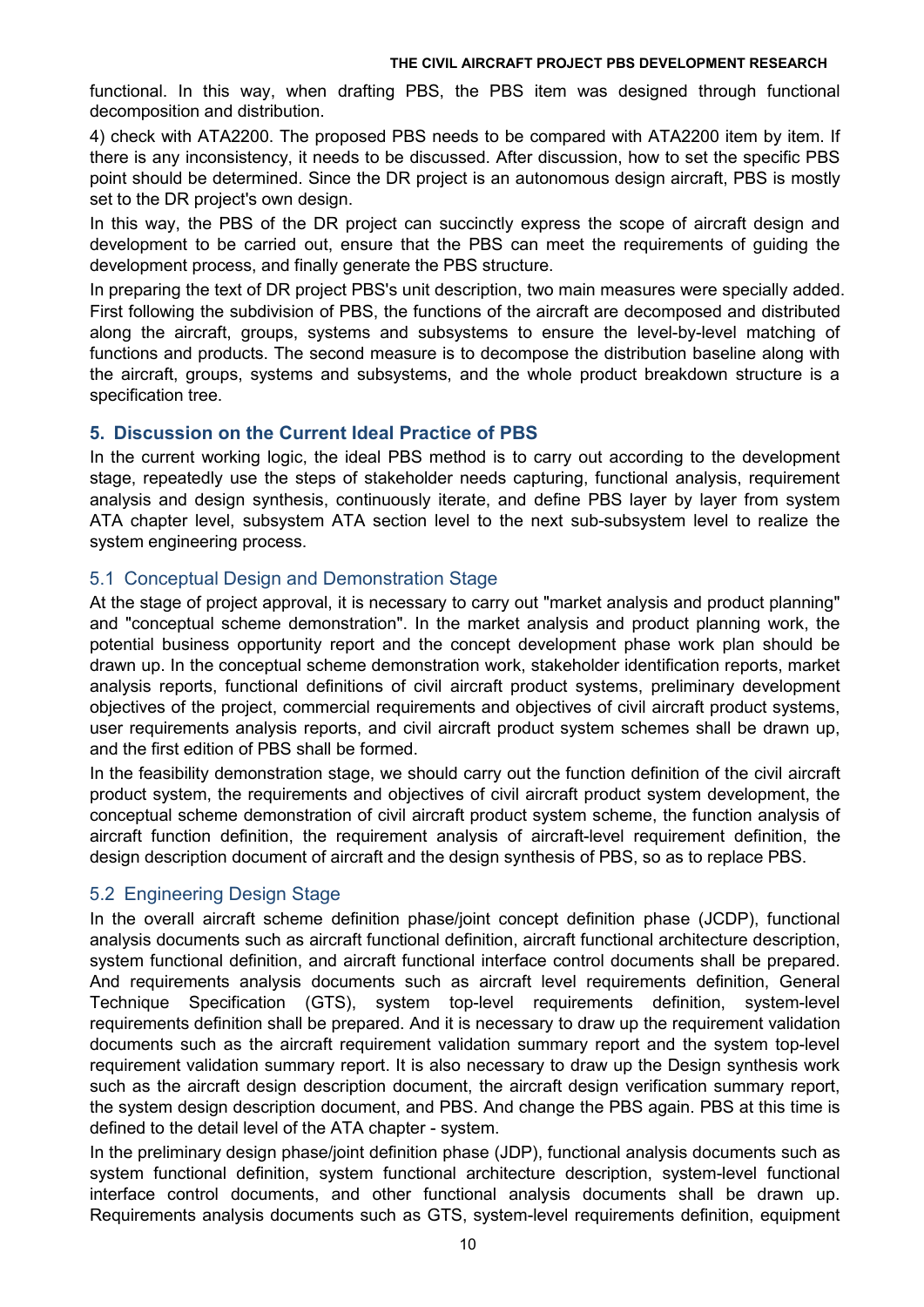functional. In this way, when drafting PBS, the PBS item was designed through functional decomposition and distribution.

4) check with ATA2200. The proposed PBS needs to be compared with ATA2200 item by item. If there is any inconsistency, it needs to be discussed. After discussion, how to set the specific PBS point should be determined. Since the DR project is an autonomous design aircraft, PBS is mostly set to the DR project's own design.

In this way, the PBS of the DR project can succinctly express the scope of aircraft design and development to be carried out, ensure that the PBS can meet the requirements of guiding the development process, and finally generate the PBS structure.

In preparing the text of DR project PBS's unit description, two main measures were specially added. First following the subdivision of PBS, the functions of the aircraft are decomposed and distributed along the aircraft, groups, systems and subsystems to ensure the level-by-level matching of functions and products. The second measure is to decompose the distribution baseline along with the aircraft, groups, systems and subsystems, and the whole product breakdown structure is a specification tree.

## 5. Discussion on the Current Ideal Practice of PBS

In the current working logic, the ideal PBS method is to carry out according to the development stage, repeatedly use the steps of stakeholder needs capturing, functional analysis, requirement analysis and design synthesis, continuously iterate, and define PBS layer by layer from system ATA chapter level, subsystem ATA section level to the next sub-subsystem level to realize the system engineering process.

### 5.1 Conceptual Design and Demonstration Stage

At the stage of project approval, it is necessary to carry out "market analysis and product planning" and "conceptual scheme demonstration". In the market analysis and product planning work, the potential business opportunity report and the concept development phase work plan should be drawn up. In the conceptual scheme demonstration work, stakeholder identification reports, market analysis reports, functional definitions of civil aircraft product systems, preliminary development objectives of the project, commercial requirements and objectives of civil aircraft product systems, user requirements analysis reports, and civil aircraft product system schemes shall be drawn up, and the first edition of PBS shall be formed.

In the feasibility demonstration stage, we should carry out the function definition of the civil aircraft product system, the requirements and objectives of civil aircraft product system development, the conceptual scheme demonstration of civil aircraft product system scheme, the function analysis of aircraft function definition, the requirement analysis of aircraft-level requirement definition, the design description document of aircraft and the design synthesis of PBS, so as to replace PBS.

### 5.2 Engineering Design Stage

In the overall aircraft scheme definition phase/joint concept definition phase (JCDP), functional analysis documents such as aircraft functional definition, aircraft functional architecture description, system functional definition, and aircraft functional interface control documents shall be prepared. And requirements analysis documents such as aircraft level requirements definition, General Technique Specification (GTS), system top-level requirements definition, system-level requirements definition shall be prepared. And it is necessary to draw up the requirement validation documents such as the aircraft requirement validation summary report and the system top-level requirement validation summary report. It is also necessary to draw up the Design synthesis work such as the aircraft design description document, the aircraft design verification summary report, the system design description document, and PBS. And change the PBS again. PBS at this time is defined to the detail level of the ATA chapter - system.

In the preliminary design phase/joint definition phase (JDP), functional analysis documents such as system functional definition, system functional architecture description, system-level functional interface control documents, and other functional analysis documents shall be drawn up. Requirements analysis documents such as GTS, system-level requirements definition, equipment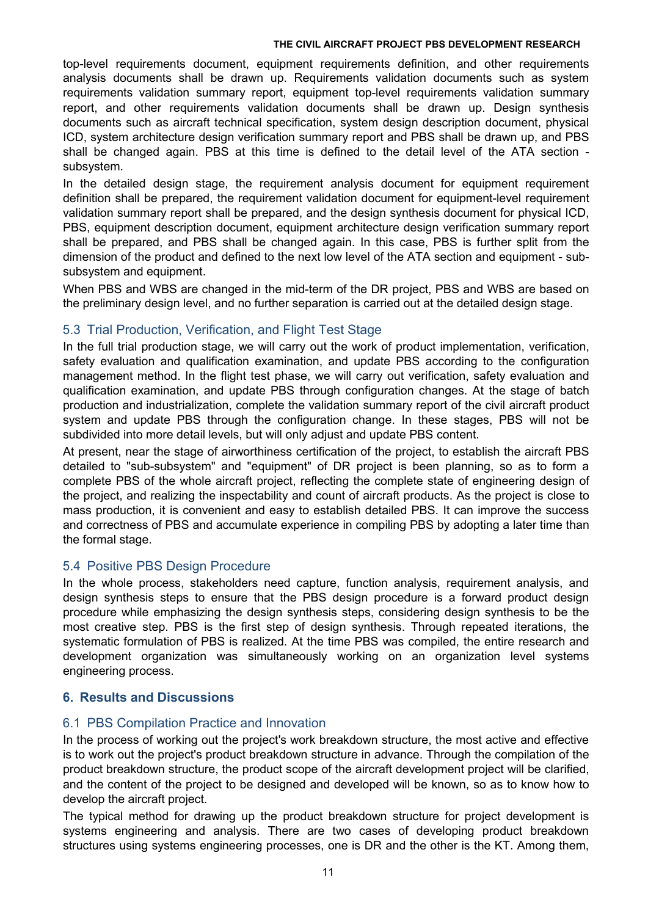top-level requirements document, equipment requirements definition, and other requirements analysis documents shall be drawn up. Requirements validation documents such as system requirements validation summary report, equipment top-level requirements validation summary report, and other requirements validation documents shall be drawn up. Design synthesis documents such as aircraft technical specification, system design description document, physical ICD, system architecture design verification summary report and PBS shall be drawn up, and PBS shall be changed again. PBS at this time is defined to the detail level of the ATA section - subsystem.

In the detailed design stage, the requirement analysis document for equipment requirement definition shall be prepared, the requirement validation document for equipment-level requirement validation summary report shall be prepared, and the design synthesis document for physical ICD, PBS, equipment description document, equipment architecture design verification summary report shall be prepared, and PBS shall be changed again. In this case, PBS is further split from the dimension of the product and defined to the next low level of the ATA section and equipment - sub-subsystem and equipment.

When PBS and WBS are changed in the mid-term of the DR project, PBS and WBS are based on the preliminary design level, and no further separation is carried out at the detailed design stage.

### 5.3 Trial Production, Verification, and Flight Test Stage

In the full trial production stage, we will carry out the work of product implementation, verification, safety evaluation and qualification examination, and update PBS according to the configuration management method. In the flight test phase, we will carry out verification, safety evaluation and qualification examination, and update PBS through configuration changes. At the stage of batch production and industrialization, complete the validation summary report of the civil aircraft product system and update PBS through the configuration change. In these stages, PBS will not be subdivided into more detail levels, but will only adjust and update PBS content.

At present, near the stage of airworthiness certification of the project, to establish the aircraft PBS detailed to "sub-subsystem" and "equipment" of DR project is been planning, so as to form a complete PBS of the whole aircraft project, reflecting the complete state of engineering design of the project, and realizing the inspectability and count of aircraft products. As the project is close to mass production, it is convenient and easy to establish detailed PBS. It can improve the success and correctness of PBS and accumulate experience in compiling PBS by adopting a later time than the formal stage.

### 5.4 Positive PBS Design Procedure

In the whole process, stakeholders need capture, function analysis, requirement analysis, and design synthesis steps to ensure that the PBS design procedure is a forward product design procedure while emphasizing the design synthesis steps, considering design synthesis to be the most creative step. PBS is the first step of design synthesis. Through repeated iterations, the systematic formulation of PBS is realized. At the time PBS was compiled, the entire research and development organization was simultaneously working on an organization level systems engineering process.

## 6. Results and Discussions

### 6.1 PBS Compilation Practice and Innovation

In the process of working out the project's work breakdown structure, the most active and effective is to work out the project's product breakdown structure in advance. Through the compilation of the product breakdown structure, the product scope of the aircraft development project will be clarified, and the content of the project to be designed and developed will be known, so as to know how to develop the aircraft project.

The typical method for drawing up the product breakdown structure for project development is systems engineering and analysis. There are two cases of developing product breakdown structures using systems engineering processes, one is DR and the other is the KT. Among them,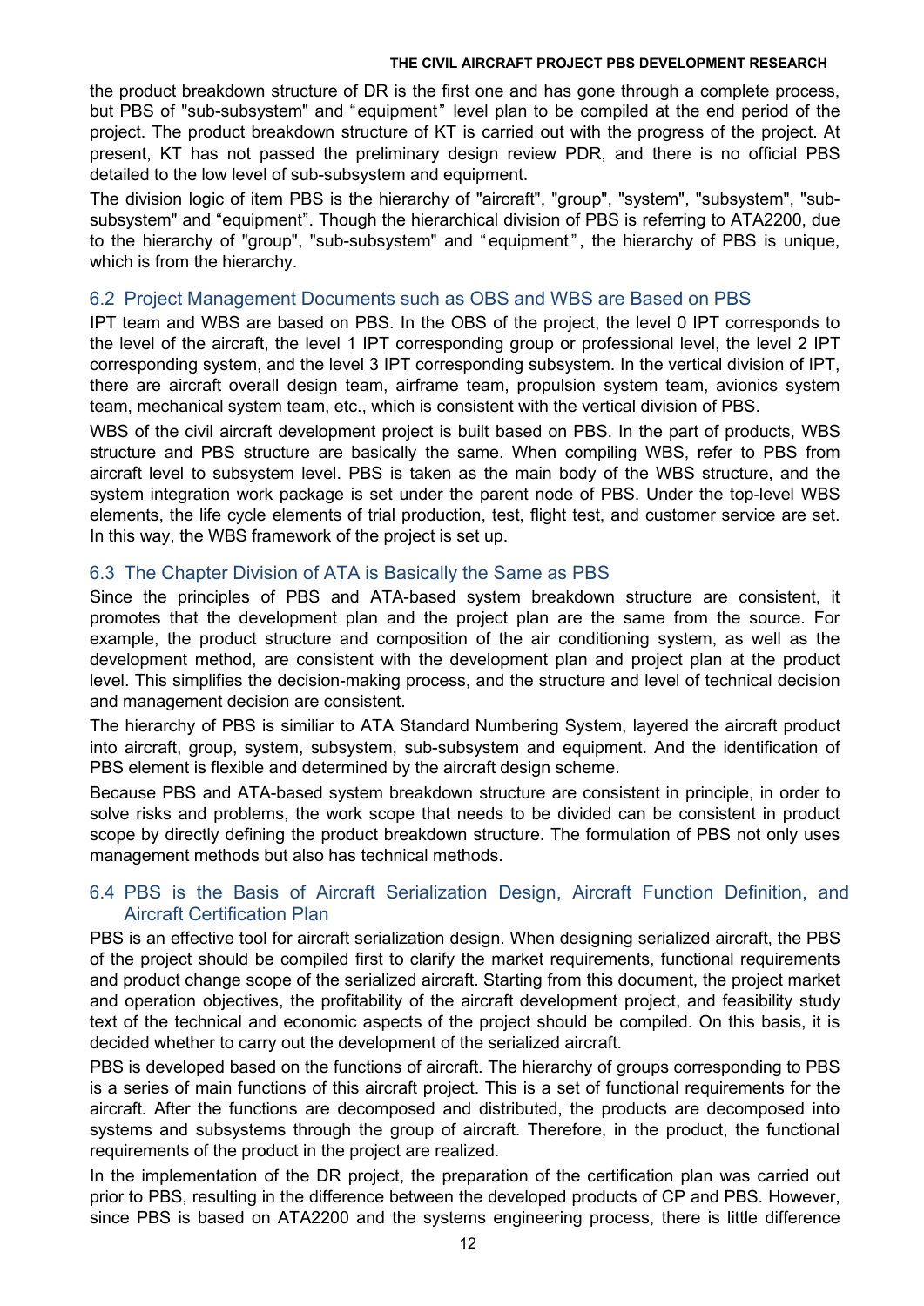the product breakdown structure of DR is the first one and has gone through a complete process, but PBS of "sub-subsystem" and "equipment" level plan to be compiled at the end period of the project. The product breakdown structure of KT is carried out with the progress of the project. At present, KT has not passed the preliminary design review PDR, and there is no official PBS detailed to the low level of sub-subsystem and equipment.

The division logic of item PBS is the hierarchy of "aircraft", "group", "system", "subsystem", "sub-subsystem" and "equipment". Though the hierarchical division of PBS is referring to ATA2200, due to the hierarchy of "group", "sub-subsystem" and "equipment", the hierarchy of PBS is unique, which is from the hierarchy.

## 6.2 Project Management Documents such as OBS and WBS are Based on PBS

IPT team and WBS are based on PBS. In the OBS of the project, the level 0 IPT corresponds to the level of the aircraft, the level 1 IPT corresponding group or professional level, the level 2 IPT corresponding system, and the level 3 IPT corresponding subsystem. In the vertical division of IPT, there are aircraft overall design team, airframe team, propulsion system team, avionics system team, mechanical system team, etc., which is consistent with the vertical division of PBS.

WBS of the civil aircraft development project is built based on PBS. In the part of products, WBS structure and PBS structure are basically the same. When compiling WBS, refer to PBS from aircraft level to subsystem level. PBS is taken as the main body of the WBS structure, and the system integration work package is set under the parent node of PBS. Under the top-level WBS elements, the life cycle elements of trial production, test, flight test, and customer service are set. In this way, the WBS framework of the project is set up.

## 6.3 The Chapter Division of ATA is Basically the Same as PBS

Since the principles of PBS and ATA-based system breakdown structure are consistent, it promotes that the development plan and the project plan are the same from the source. For example, the product structure and composition of the air conditioning system, as well as the development method, are consistent with the development plan and project plan at the product level. This simplifies the decision-making process, and the structure and level of technical decision and management decision are consistent.

The hierarchy of PBS is similiar to ATA Standard Numbering System, layered the aircraft product into aircraft, group, system, subsystem, sub-subsystem and equipment. And the identification of PBS element is flexible and determined by the aircraft design scheme.

Because PBS and ATA-based system breakdown structure are consistent in principle, in order to solve risks and problems, the work scope that needs to be divided can be consistent in product scope by directly defining the product breakdown structure. The formulation of PBS not only uses management methods but also has technical methods.

## 6.4 PBS is the Basis of Aircraft Serialization Design, Aircraft Function Definition, and Aircraft Certification Plan

PBS is an effective tool for aircraft serialization design. When designing serialized aircraft, the PBS of the project should be compiled first to clarify the market requirements, functional requirements and product change scope of the serialized aircraft. Starting from this document, the project market and operation objectives, the profitability of the aircraft development project, and feasibility study text of the technical and economic aspects of the project should be compiled. On this basis, it is decided whether to carry out the development of the serialized aircraft.

PBS is developed based on the functions of aircraft. The hierarchy of groups corresponding to PBS is a series of main functions of this aircraft project. This is a set of functional requirements for the aircraft. After the functions are decomposed and distributed, the products are decomposed into systems and subsystems through the group of aircraft. Therefore, in the product, the functional requirements of the product in the project are realized.

In the implementation of the DR project, the preparation of the certification plan was carried out prior to PBS, resulting in the difference between the developed products of CP and PBS. However, since PBS is based on ATA2200 and the systems engineering process, there is little difference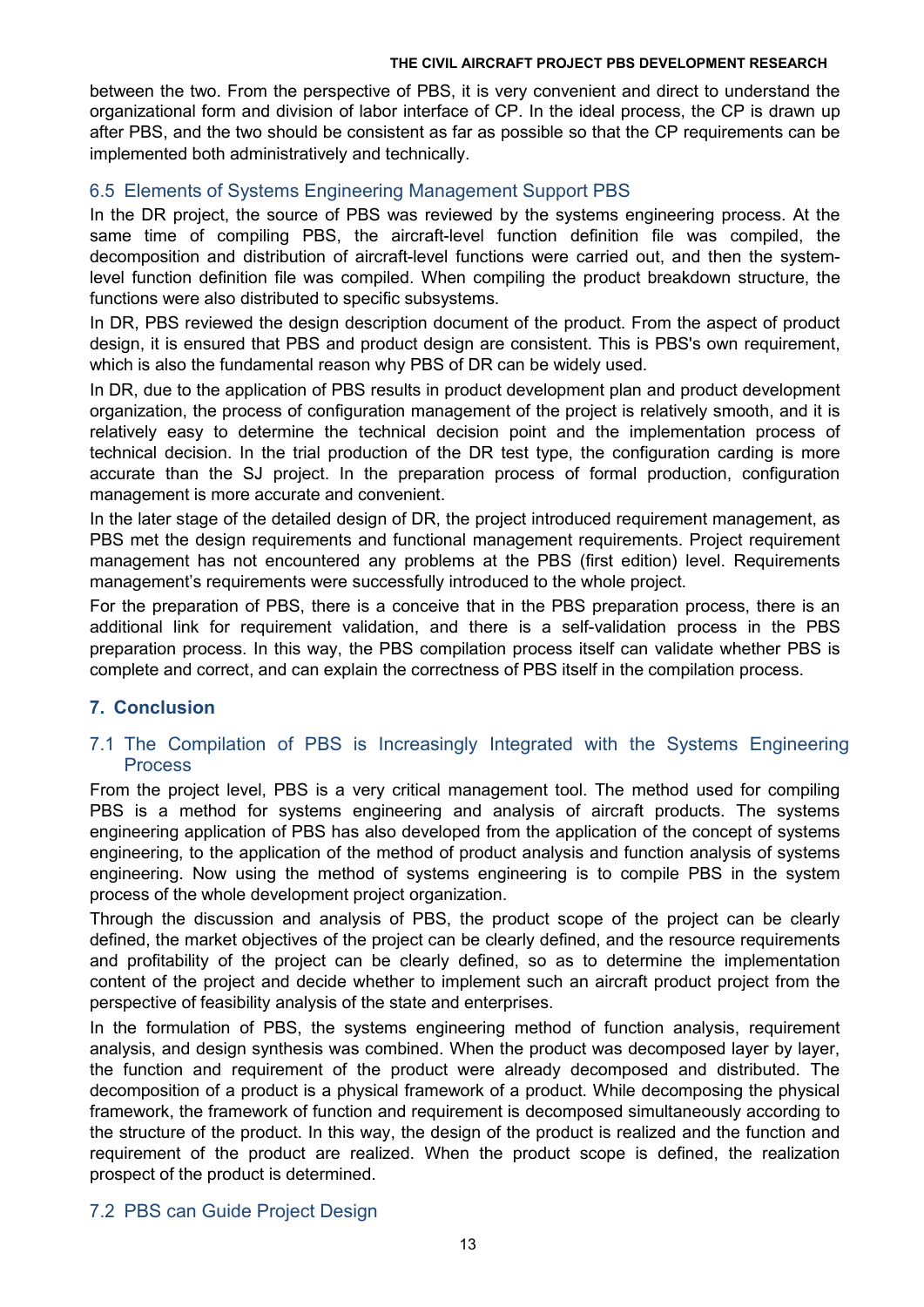between the two. From the perspective of PBS, it is very convenient and direct to understand the organizational form and division of labor interface of CP. In the ideal process, the CP is drawn up after PBS, and the two should be consistent as far as possible so that the CP requirements can be implemented both administratively and technically.

### 6.5 Elements of Systems Engineering Management Support PBS

In the DR project, the source of PBS was reviewed by the systems engineering process. At the same time of compiling PBS, the aircraft-level function definition file was compiled, the decomposition and distribution of aircraft-level functions were carried out, and then the system-level function definition file was compiled. When compiling the product breakdown structure, the functions were also distributed to specific subsystems.

In DR, PBS reviewed the design description document of the product. From the aspect of product design, it is ensured that PBS and product design are consistent. This is PBS's own requirement, which is also the fundamental reason why PBS of DR can be widely used.

In DR, due to the application of PBS results in product development plan and product development organization, the process of configuration management of the project is relatively smooth, and it is relatively easy to determine the technical decision point and the implementation process of technical decision. In the trial production of the DR test type, the configuration carding is more accurate than the SJ project. In the preparation process of formal production, configuration management is more accurate and convenient.

In the later stage of the detailed design of DR, the project introduced requirement management, as PBS met the design requirements and functional management requirements. Project requirement management has not encountered any problems at the PBS (first edition) level. Requirements management's requirements were successfully introduced to the whole project.

For the preparation of PBS, there is a conceive that in the PBS preparation process, there is an additional link for requirement validation, and there is a self-validation process in the PBS preparation process. In this way, the PBS compilation process itself can validate whether PBS is complete and correct, and can explain the correctness of PBS itself in the compilation process.

## 7. Conclusion

### 7.1 The Compilation of PBS is Increasingly Integrated with the Systems Engineering Process

From the project level, PBS is a very critical management tool. The method used for compiling PBS is a method for systems engineering and analysis of aircraft products. The systems engineering application of PBS has also developed from the application of the concept of systems engineering, to the application of the method of product analysis and function analysis of systems engineering. Now using the method of systems engineering is to compile PBS in the system process of the whole development project organization.

Through the discussion and analysis of PBS, the product scope of the project can be clearly defined, the market objectives of the project can be clearly defined, and the resource requirements and profitability of the project can be clearly defined, so as to determine the implementation content of the project and decide whether to implement such an aircraft product project from the perspective of feasibility analysis of the state and enterprises.

In the formulation of PBS, the systems engineering method of function analysis, requirement analysis, and design synthesis was combined. When the product was decomposed layer by layer, the function and requirement of the product were already decomposed and distributed. The decomposition of a product is a physical framework of a product. While decomposing the physical framework, the framework of function and requirement is decomposed simultaneously according to the structure of the product. In this way, the design of the product is realized and the function and requirement of the product are realized. When the product scope is defined, the realization prospect of the product is determined.

### 7.2 PBS can Guide Project Design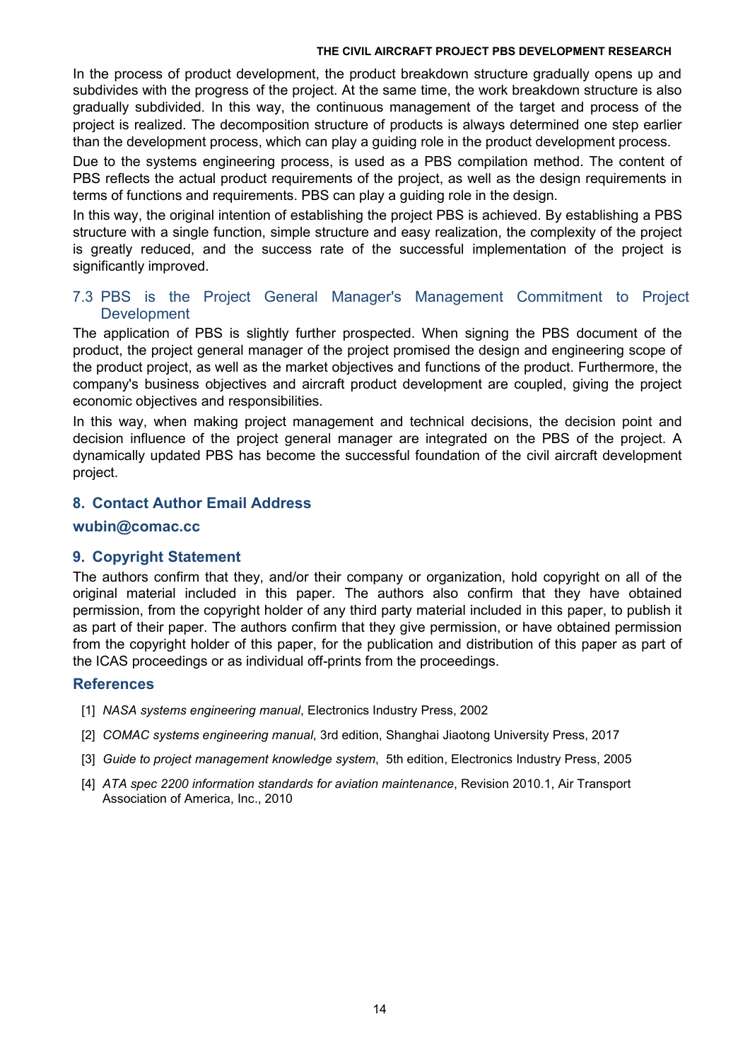In the process of product development, the product breakdown structure gradually opens up and subdivides with the progress of the project. At the same time, the work breakdown structure is also gradually subdivided. In this way, the continuous management of the target and process of the project is realized. The decomposition structure of products is always determined one step earlier than the development process, which can play a guiding role in the product development process.

Due to the systems engineering process, is used as a PBS compilation method. The content of PBS reflects the actual product requirements of the project, as well as the design requirements in terms of functions and requirements. PBS can play a guiding role in the design.

In this way, the original intention of establishing the project PBS is achieved. By establishing a PBS structure with a single function, simple structure and easy realization, the complexity of the project is greatly reduced, and the success rate of the successful implementation of the project is significantly improved.

### 7.3 PBS is the Project General Manager's Management Commitment to Project Development

The application of PBS is slightly further prospected. When signing the PBS document of the product, the project general manager of the project promised the design and engineering scope of the product project, as well as the market objectives and functions of the product. Furthermore, the company's business objectives and aircraft product development are coupled, giving the project economic objectives and responsibilities.

In this way, when making project management and technical decisions, the decision point and decision influence of the project general manager are integrated on the PBS of the project. A dynamically updated PBS has become the successful foundation of the civil aircraft development project.

## 8. Contact Author Email Address

**wubin@comac.cc**

## 9. Copyright Statement

The authors confirm that they, and/or their company or organization, hold copyright on all of the original material included in this paper. The authors also confirm that they have obtained permission, from the copyright holder of any third party material included in this paper, to publish it as part of their paper. The authors confirm that they give permission, or have obtained permission from the copyright holder of this paper, for the publication and distribution of this paper as part of the ICAS proceedings or as individual off-prints from the proceedings.

## References

[1] *NASA systems engineering manual*, Electronics Industry Press, 2002

[2] *COMAC systems engineering manual*, 3rd edition, Shanghai Jiaotong University Press, 2017

[3] *Guide to project management knowledge system*, 5th edition, Electronics Industry Press, 2005

[4] *ATA spec 2200 information standards for aviation maintenance*, Revision 2010.1, Air Transport Association of America, Inc., 2010